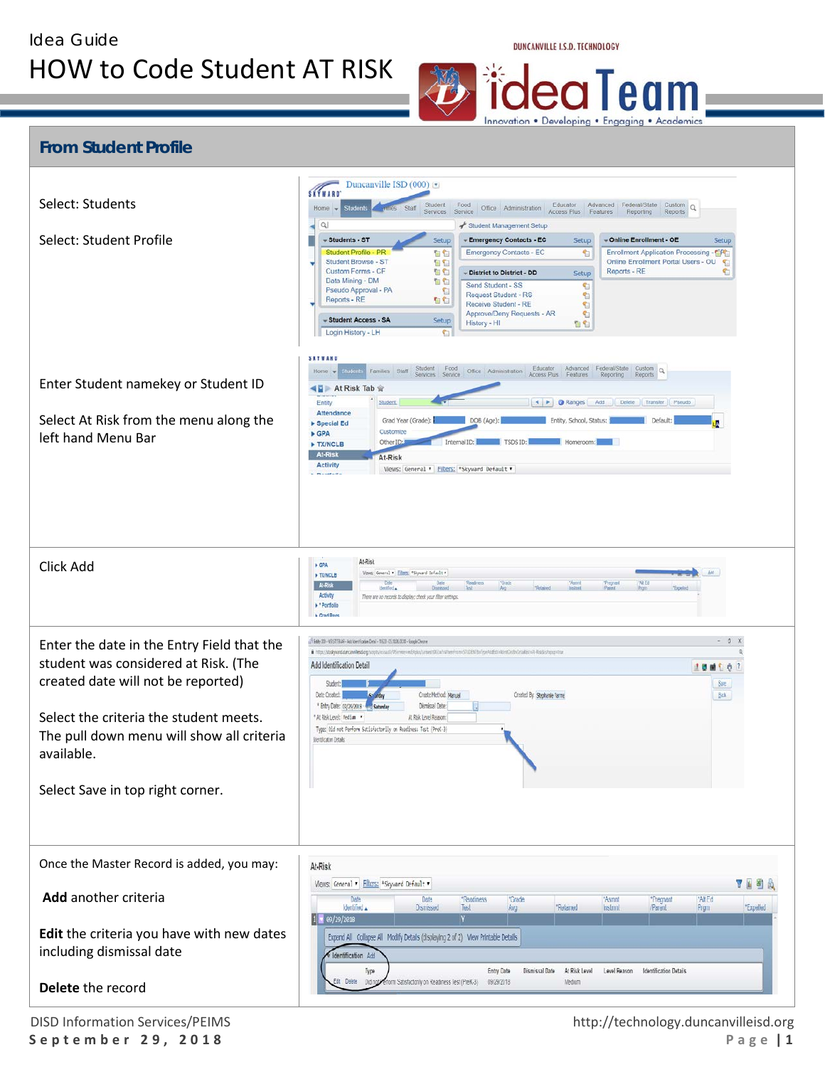Idea Guide

# HOW to Code Student AT RISK

DUNCANVILLE I.S.D. TECHNOLOGY

ideaTeam

Innovation • Developing • Engaging • Academics

## From Student Profile

Select: Students

Select: Student Profile

Enter Student namekey or Student ID

Select At Risk from the menu along the left hand Menu Bar

Click Add

Enter the date in the Entry Field that the student was considered at Risk. (The created date will not be reported)

Select the criteria the student meets. The pull down menu will show all criteria available.

Select Save in top right corner.

Once the Master Record is added, you may:

**Add** another criteria

**Edit** the criteria you have with new dates including dismissal date

**Delete** the record

DISD Information Services/PEIMS

September 29, 2018

http://technology.duncanvilleisd.org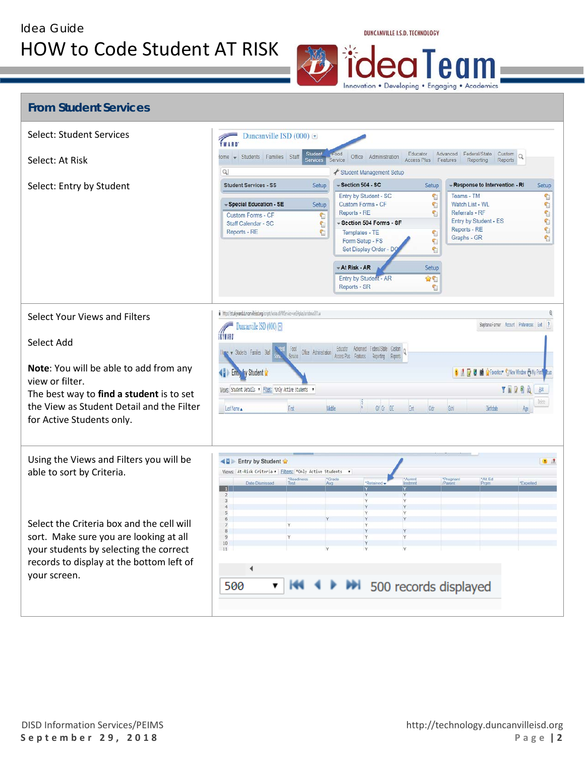# Idea Guide
# HOW to Code Student AT RISK

## From Student Services

Select: Student Services

Select: At Risk

Select: Entry by Student

Select Your Views and Filters

Select Add

**Note**: You will be able to add from any view or filter.
The best way to **find a student** is to set the View as Student Detail and the Filter for Active Students only.

Using the Views and Filters you will be able to sort by Criteria.

Select the Criteria box and the cell will sort. Make sure you are looking at all your students by selecting the correct records to display at the bottom left of your screen.